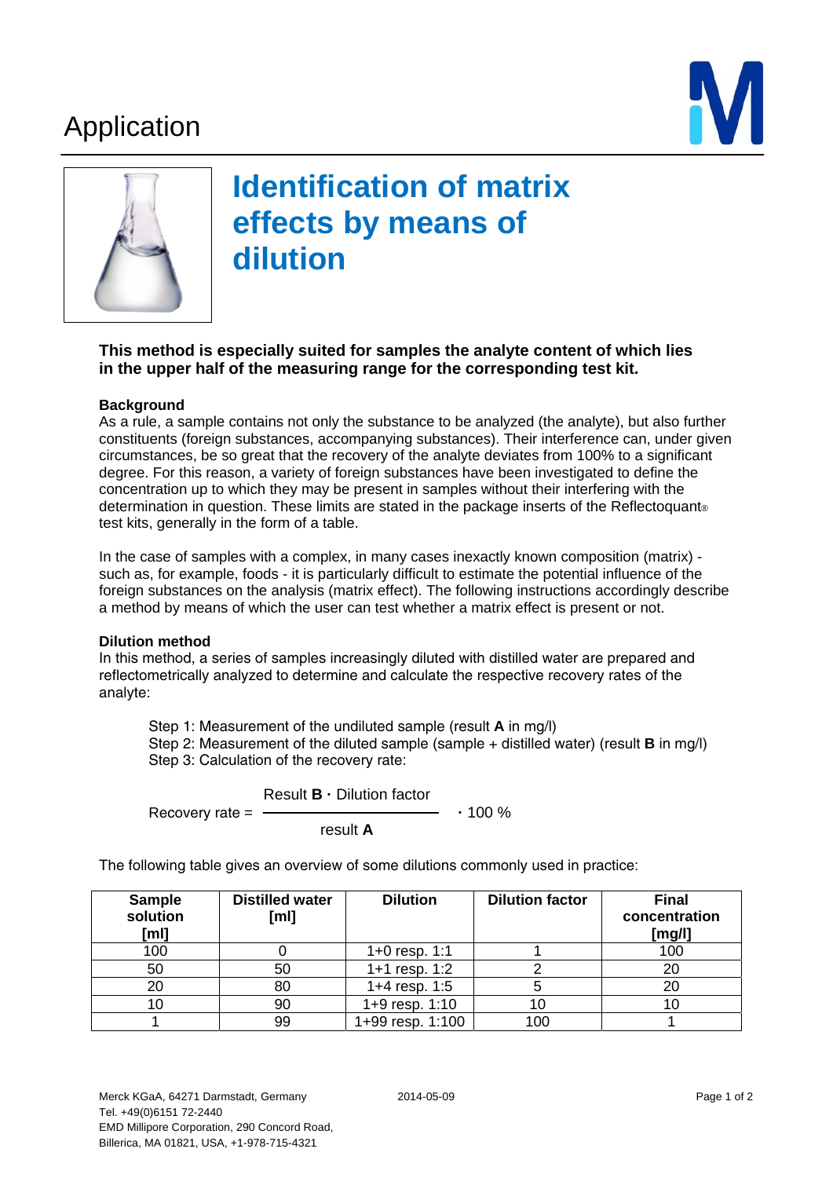Application

# Identification of matrix effects by means of dilution

**This method is especially suited for samples the analyte content of which lies in the upper half of the measuring range for the corresponding test kit.**

### Background

As a rule, a sample contains not only the substance to be analyzed (the analyte), but also further constituents (foreign substances, accompanying substances). Their interference can, under given circumstances, be so great that the recovery of the analyte deviates from 100% to a significant degree. For this reason, a variety of foreign substances have been investigated to define the concentration up to which they may be present in samples without their interfering with the determination in question. These limits are stated in the package inserts of the Reflectoquant® test kits, generally in the form of a table.

In the case of samples with a complex, in many cases inexactly known composition (matrix) - such as, for example, foods - it is particularly difficult to estimate the potential influence of the foreign substances on the analysis (matrix effect). The following instructions accordingly describe a method by means of which the user can test whether a matrix effect is present or not.

### Dilution method

In this method, a series of samples increasingly diluted with distilled water are prepared and reflectometrically analyzed to determine and calculate the respective recovery rates of the analyte:

Step 1: Measurement of the undiluted sample (result **A** in mg/l)
Step 2: Measurement of the diluted sample (sample + distilled water) (result **B** in mg/l)
Step 3: Calculation of the recovery rate:

$$\text{Recovery rate} = \frac{\text{Result } \mathbf{B} \cdot \text{Dilution factor}}{\text{result } \mathbf{A}} \cdot 100\ \%$$

The following table gives an overview of some dilutions commonly used in practice:

| Sample solution [ml] | Distilled water [ml] | Dilution | Dilution factor | Final concentration [mg/l] |
|---|---|---|---|---|
| 100 | 0 | 1+0 resp. 1:1 | 1 | 100 |
| 50 | 50 | 1+1 resp. 1:2 | 2 | 20 |
| 20 | 80 | 1+4 resp. 1:5 | 5 | 20 |
| 10 | 90 | 1+9 resp. 1:10 | 10 | 10 |
| 1 | 99 | 1+99 resp. 1:100 | 100 | 1 |

Merck KGaA, 64271 Darmstadt, Germany
Tel. +49(0)6151 72-2440
EMD Millipore Corporation, 290 Concord Road,
Billerica, MA 01821, USA, +1-978-715-4321

2014-05-09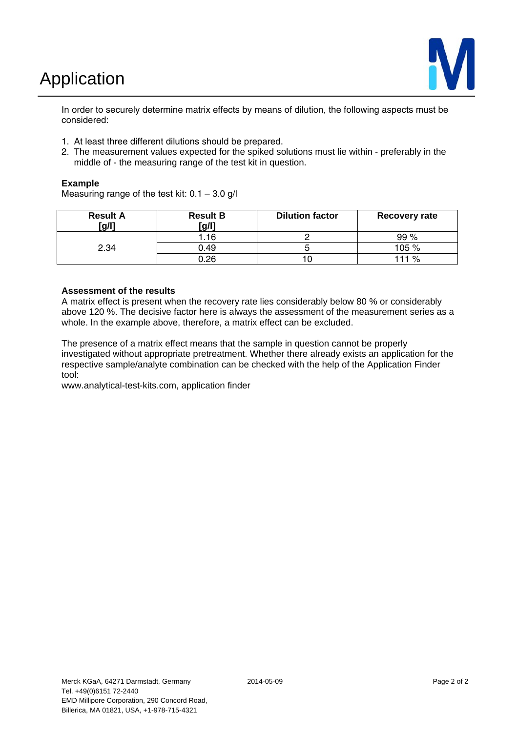# Application

In order to securely determine matrix effects by means of dilution, the following aspects must be considered:

1. At least three different dilutions should be prepared.
2. The measurement values expected for the spiked solutions must lie within - preferably in the middle of - the measuring range of the test kit in question.

**Example**

Measuring range of the test kit: 0.1 – 3.0 g/l

| Result A [g/l] | Result B [g/l] | Dilution factor | Recovery rate |
|---|---|---|---|
| 2.34 | 1.16 | 2 | 99 % |
| | 0.49 | 5 | 105 % |
| | 0.26 | 10 | 111 % |

**Assessment of the results**

A matrix effect is present when the recovery rate lies considerably below 80 % or considerably above 120 %. The decisive factor here is always the assessment of the measurement series as a whole. In the example above, therefore, a matrix effect can be excluded.

The presence of a matrix effect means that the sample in question cannot be properly investigated without appropriate pretreatment. Whether there already exists an application for the respective sample/analyte combination can be checked with the help of the Application Finder tool:

www.analytical-test-kits.com, application finder

Merck KGaA, 64271 Darmstadt, Germany
Tel. +49(0)6151 72-2440
EMD Millipore Corporation, 290 Concord Road,
Billerica, MA 01821, USA, +1-978-715-4321

2014-05-09